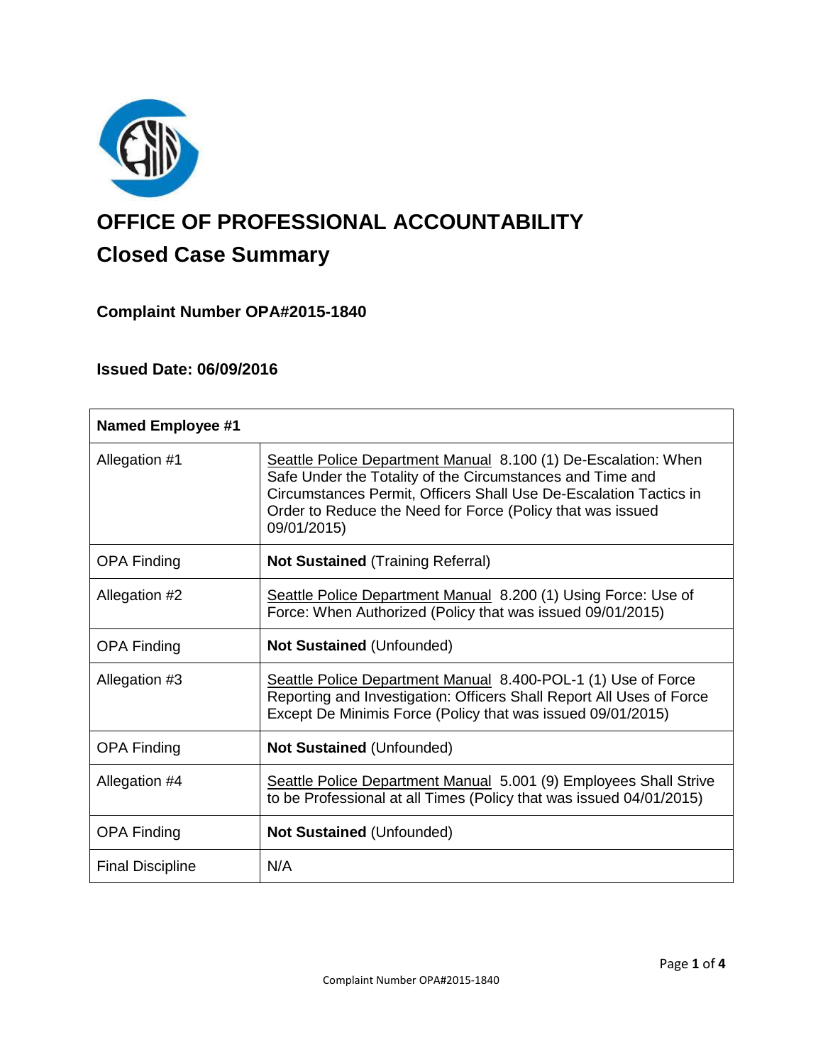# OFFICE OF PROFESSIONAL ACCOUNTABILITY

## Closed Case Summary

### Complaint Number OPA#2015-1840

### Issued Date: 06/09/2016

| **Named Employee #1** | |
|---|---|
| Allegation #1 | Seattle Police Department Manual 8.100 (1) De-Escalation: When Safe Under the Totality of the Circumstances and Time and Circumstances Permit, Officers Shall Use De-Escalation Tactics in Order to Reduce the Need for Force (Policy that was issued 09/01/2015) |
| OPA Finding | **Not Sustained** (Training Referral) |
| Allegation #2 | Seattle Police Department Manual 8.200 (1) Using Force: Use of Force: When Authorized (Policy that was issued 09/01/2015) |
| OPA Finding | **Not Sustained** (Unfounded) |
| Allegation #3 | Seattle Police Department Manual 8.400-POL-1 (1) Use of Force Reporting and Investigation: Officers Shall Report All Uses of Force Except De Minimis Force (Policy that was issued 09/01/2015) |
| OPA Finding | **Not Sustained** (Unfounded) |
| Allegation #4 | Seattle Police Department Manual 5.001 (9) Employees Shall Strive to be Professional at all Times (Policy that was issued 04/01/2015) |
| OPA Finding | **Not Sustained** (Unfounded) |
| Final Discipline | N/A |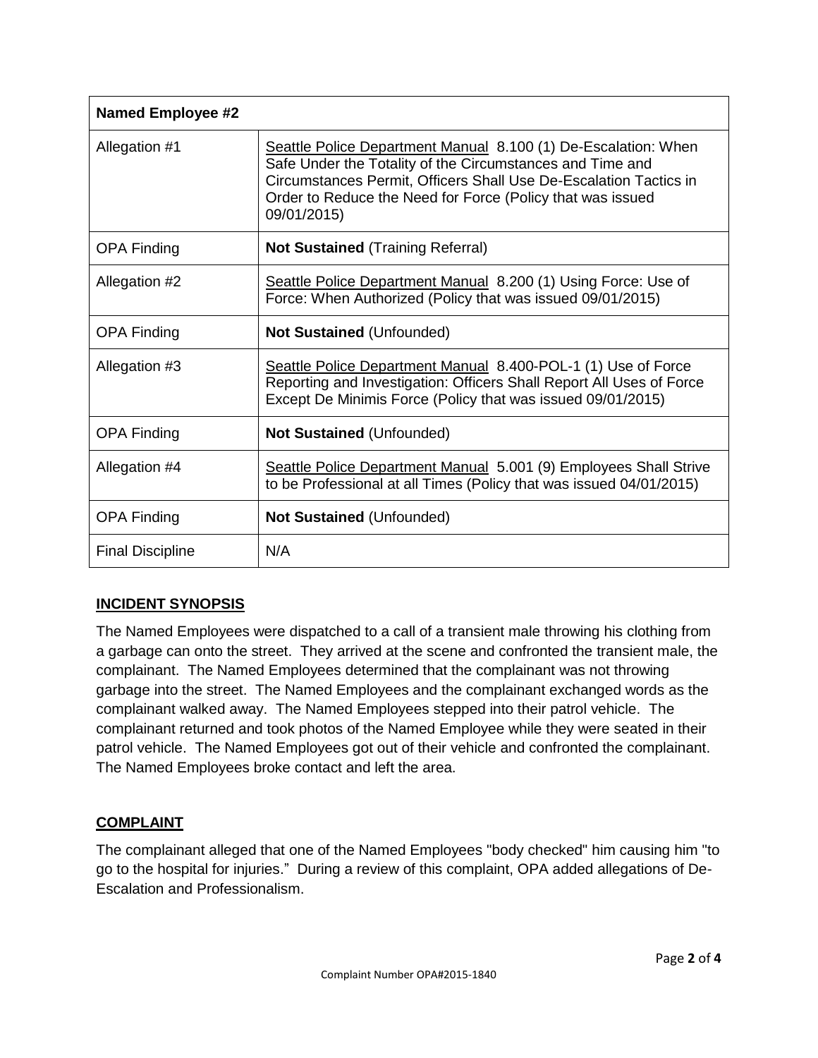| Named Employee #2 | |
|---|---|
| Allegation #1 | Seattle Police Department Manual 8.100 (1) De-Escalation: When Safe Under the Totality of the Circumstances and Time and Circumstances Permit, Officers Shall Use De-Escalation Tactics in Order to Reduce the Need for Force (Policy that was issued 09/01/2015) |
| OPA Finding | **Not Sustained** (Training Referral) |
| Allegation #2 | Seattle Police Department Manual 8.200 (1) Using Force: Use of Force: When Authorized (Policy that was issued 09/01/2015) |
| OPA Finding | **Not Sustained** (Unfounded) |
| Allegation #3 | Seattle Police Department Manual 8.400-POL-1 (1) Use of Force Reporting and Investigation: Officers Shall Report All Uses of Force Except De Minimis Force (Policy that was issued 09/01/2015) |
| OPA Finding | **Not Sustained** (Unfounded) |
| Allegation #4 | Seattle Police Department Manual 5.001 (9) Employees Shall Strive to be Professional at all Times (Policy that was issued 04/01/2015) |
| OPA Finding | **Not Sustained** (Unfounded) |
| Final Discipline | N/A |

## INCIDENT SYNOPSIS

The Named Employees were dispatched to a call of a transient male throwing his clothing from a garbage can onto the street. They arrived at the scene and confronted the transient male, the complainant. The Named Employees determined that the complainant was not throwing garbage into the street. The Named Employees and the complainant exchanged words as the complainant walked away. The Named Employees stepped into their patrol vehicle. The complainant returned and took photos of the Named Employee while they were seated in their patrol vehicle. The Named Employees got out of their vehicle and confronted the complainant. The Named Employees broke contact and left the area.

## COMPLAINT

The complainant alleged that one of the Named Employees "body checked" him causing him "to go to the hospital for injuries." During a review of this complaint, OPA added allegations of De-Escalation and Professionalism.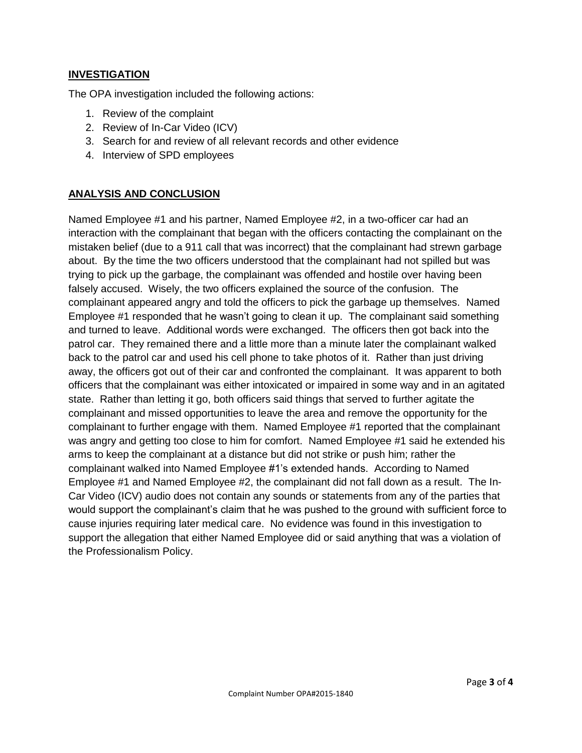## INVESTIGATION

The OPA investigation included the following actions:

1. Review of the complaint
2. Review of In-Car Video (ICV)
3. Search for and review of all relevant records and other evidence
4. Interview of SPD employees

## ANALYSIS AND CONCLUSION

Named Employee #1 and his partner, Named Employee #2, in a two-officer car had an interaction with the complainant that began with the officers contacting the complainant on the mistaken belief (due to a 911 call that was incorrect) that the complainant had strewn garbage about. By the time the two officers understood that the complainant had not spilled but was trying to pick up the garbage, the complainant was offended and hostile over having been falsely accused. Wisely, the two officers explained the source of the confusion. The complainant appeared angry and told the officers to pick the garbage up themselves. Named Employee #1 responded that he wasn't going to clean it up. The complainant said something and turned to leave. Additional words were exchanged. The officers then got back into the patrol car. They remained there and a little more than a minute later the complainant walked back to the patrol car and used his cell phone to take photos of it. Rather than just driving away, the officers got out of their car and confronted the complainant. It was apparent to both officers that the complainant was either intoxicated or impaired in some way and in an agitated state. Rather than letting it go, both officers said things that served to further agitate the complainant and missed opportunities to leave the area and remove the opportunity for the complainant to further engage with them. Named Employee #1 reported that the complainant was angry and getting too close to him for comfort. Named Employee #1 said he extended his arms to keep the complainant at a distance but did not strike or push him; rather the complainant walked into Named Employee #1's extended hands. According to Named Employee #1 and Named Employee #2, the complainant did not fall down as a result. The In-Car Video (ICV) audio does not contain any sounds or statements from any of the parties that would support the complainant's claim that he was pushed to the ground with sufficient force to cause injuries requiring later medical care. No evidence was found in this investigation to support the allegation that either Named Employee did or said anything that was a violation of the Professionalism Policy.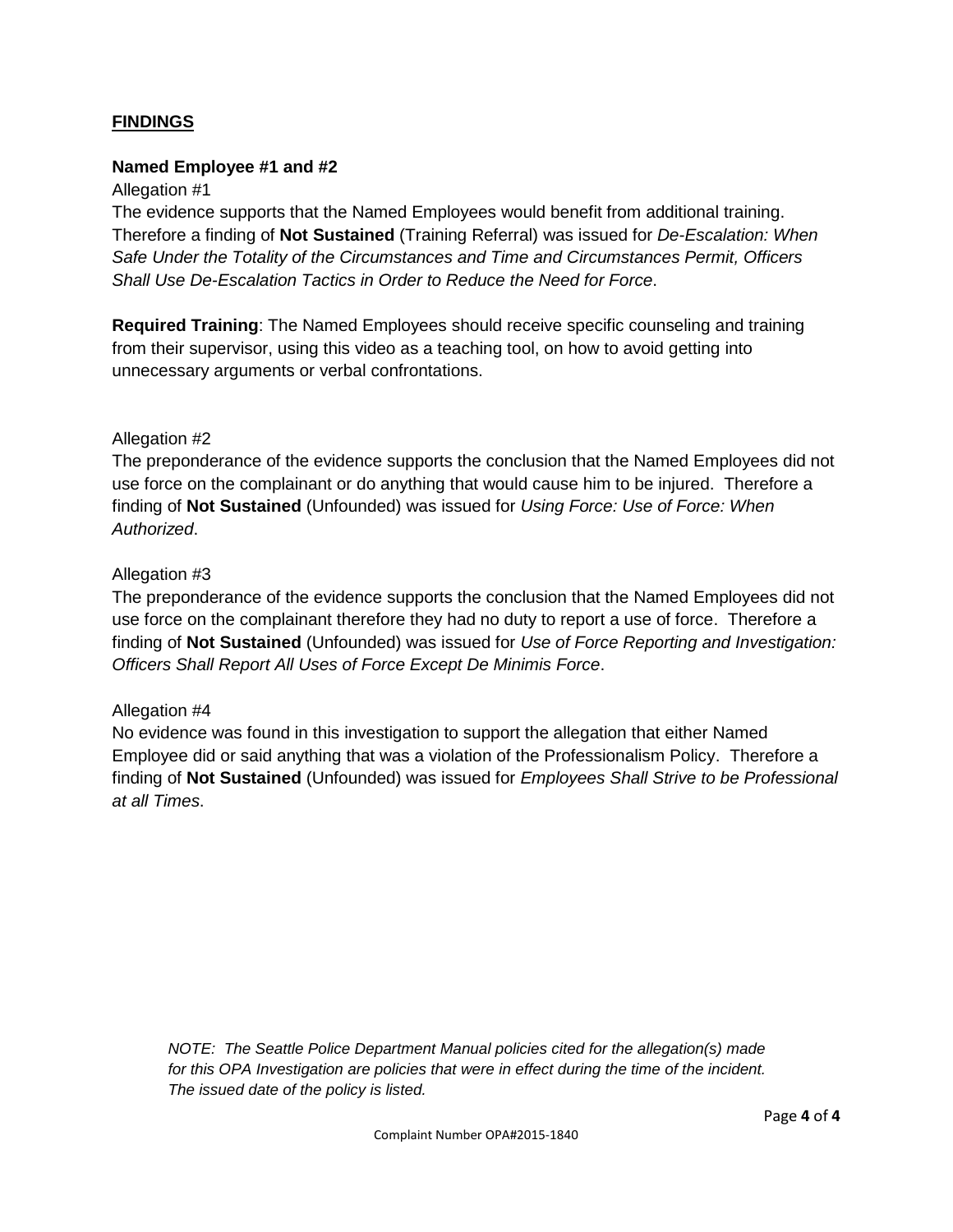## FINDINGS

**Named Employee #1 and #2**

Allegation #1

The evidence supports that the Named Employees would benefit from additional training. Therefore a finding of **Not Sustained** (Training Referral) was issued for *De-Escalation: When Safe Under the Totality of the Circumstances and Time and Circumstances Permit, Officers Shall Use De-Escalation Tactics in Order to Reduce the Need for Force*.

**Required Training**: The Named Employees should receive specific counseling and training from their supervisor, using this video as a teaching tool, on how to avoid getting into unnecessary arguments or verbal confrontations.

Allegation #2

The preponderance of the evidence supports the conclusion that the Named Employees did not use force on the complainant or do anything that would cause him to be injured. Therefore a finding of **Not Sustained** (Unfounded) was issued for *Using Force: Use of Force: When Authorized*.

Allegation #3

The preponderance of the evidence supports the conclusion that the Named Employees did not use force on the complainant therefore they had no duty to report a use of force. Therefore a finding of **Not Sustained** (Unfounded) was issued for *Use of Force Reporting and Investigation: Officers Shall Report All Uses of Force Except De Minimis Force*.

Allegation #4

No evidence was found in this investigation to support the allegation that either Named Employee did or said anything that was a violation of the Professionalism Policy. Therefore a finding of **Not Sustained** (Unfounded) was issued for *Employees Shall Strive to be Professional at all Times*.

*NOTE: The Seattle Police Department Manual policies cited for the allegation(s) made for this OPA Investigation are policies that were in effect during the time of the incident. The issued date of the policy is listed.*

Complaint Number OPA#2015-1840